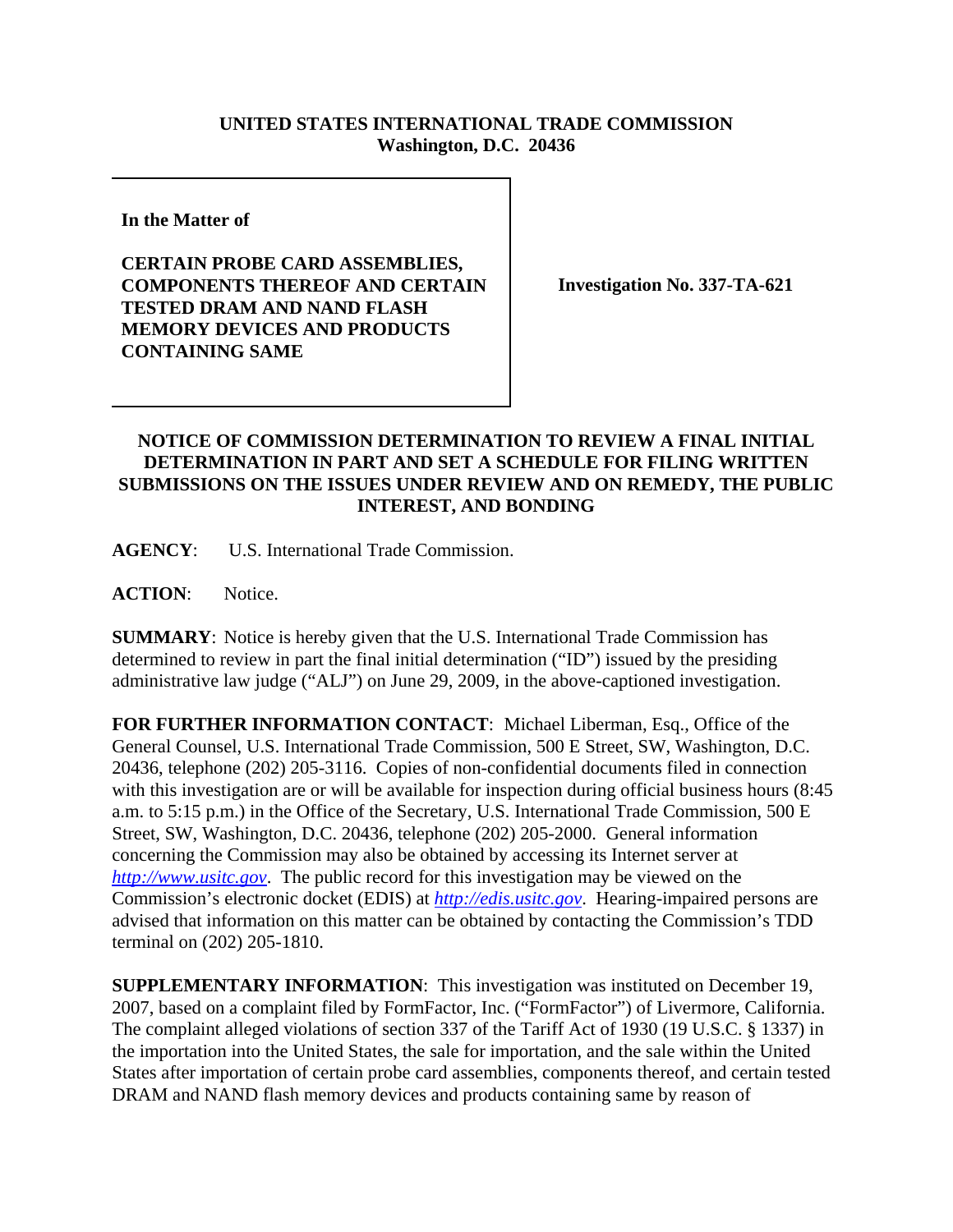**UNITED STATES INTERNATIONAL TRADE COMMISSION**
**Washington, D.C. 20436**

| | |
|---|---|
| **In the Matter of**<br><br>**CERTAIN PROBE CARD ASSEMBLIES, COMPONENTS THEREOF AND CERTAIN TESTED DRAM AND NAND FLASH MEMORY DEVICES AND PRODUCTS CONTAINING SAME** | **Investigation No. 337-TA-621** |

**NOTICE OF COMMISSION DETERMINATION TO REVIEW A FINAL INITIAL DETERMINATION IN PART AND SET A SCHEDULE FOR FILING WRITTEN SUBMISSIONS ON THE ISSUES UNDER REVIEW AND ON REMEDY, THE PUBLIC INTEREST, AND BONDING**

**AGENCY**: U.S. International Trade Commission.

**ACTION**: Notice.

**SUMMARY**: Notice is hereby given that the U.S. International Trade Commission has determined to review in part the final initial determination ("ID") issued by the presiding administrative law judge ("ALJ") on June 29, 2009, in the above-captioned investigation.

**FOR FURTHER INFORMATION CONTACT**: Michael Liberman, Esq., Office of the General Counsel, U.S. International Trade Commission, 500 E Street, SW, Washington, D.C. 20436, telephone (202) 205-3116. Copies of non-confidential documents filed in connection with this investigation are or will be available for inspection during official business hours (8:45 a.m. to 5:15 p.m.) in the Office of the Secretary, U.S. International Trade Commission, 500 E Street, SW, Washington, D.C. 20436, telephone (202) 205-2000. General information concerning the Commission may also be obtained by accessing its Internet server at *http://www.usitc.gov*. The public record for this investigation may be viewed on the Commission's electronic docket (EDIS) at *http://edis.usitc.gov*. Hearing-impaired persons are advised that information on this matter can be obtained by contacting the Commission's TDD terminal on (202) 205-1810.

**SUPPLEMENTARY INFORMATION**: This investigation was instituted on December 19, 2007, based on a complaint filed by FormFactor, Inc. ("FormFactor") of Livermore, California. The complaint alleged violations of section 337 of the Tariff Act of 1930 (19 U.S.C. § 1337) in the importation into the United States, the sale for importation, and the sale within the United States after importation of certain probe card assemblies, components thereof, and certain tested DRAM and NAND flash memory devices and products containing same by reason of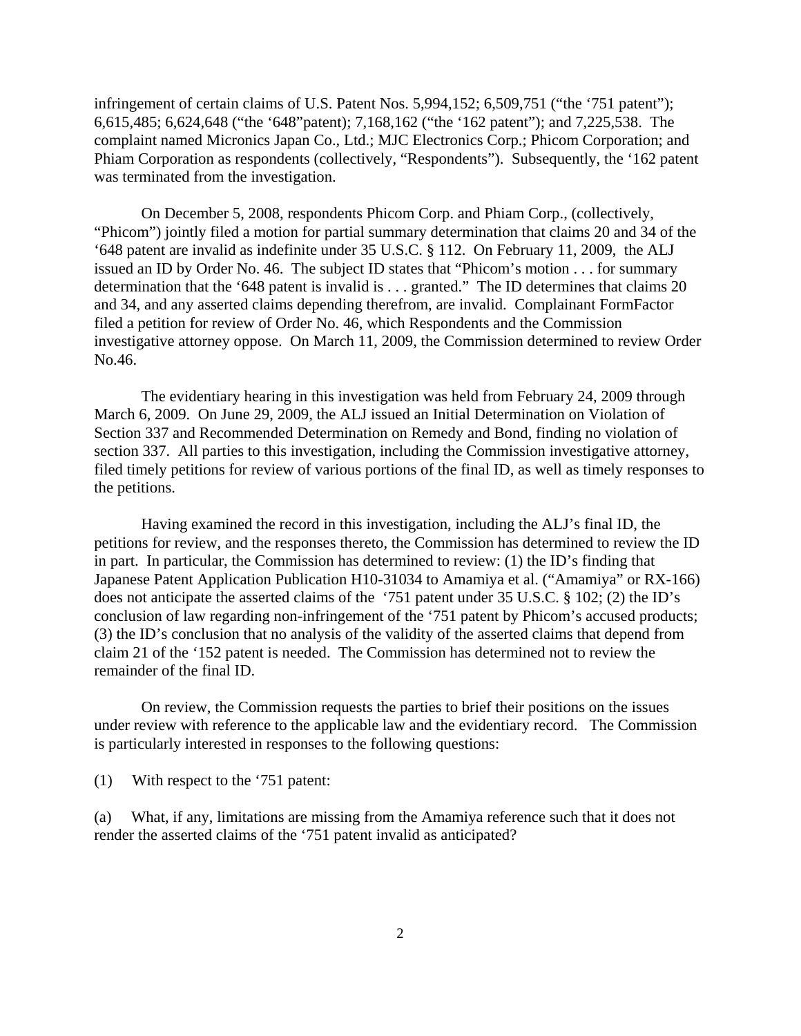infringement of certain claims of U.S. Patent Nos. 5,994,152; 6,509,751 ("the '751 patent"); 6,615,485; 6,624,648 ("the '648"patent); 7,168,162 ("the '162 patent"); and 7,225,538. The complaint named Micronics Japan Co., Ltd.; MJC Electronics Corp.; Phicom Corporation; and Phiam Corporation as respondents (collectively, "Respondents"). Subsequently, the '162 patent was terminated from the investigation.

On December 5, 2008, respondents Phicom Corp. and Phiam Corp., (collectively, "Phicom") jointly filed a motion for partial summary determination that claims 20 and 34 of the '648 patent are invalid as indefinite under 35 U.S.C. § 112. On February 11, 2009, the ALJ issued an ID by Order No. 46. The subject ID states that "Phicom's motion . . . for summary determination that the '648 patent is invalid is . . . granted." The ID determines that claims 20 and 34, and any asserted claims depending therefrom, are invalid. Complainant FormFactor filed a petition for review of Order No. 46, which Respondents and the Commission investigative attorney oppose. On March 11, 2009, the Commission determined to review Order No.46.

The evidentiary hearing in this investigation was held from February 24, 2009 through March 6, 2009. On June 29, 2009, the ALJ issued an Initial Determination on Violation of Section 337 and Recommended Determination on Remedy and Bond, finding no violation of section 337. All parties to this investigation, including the Commission investigative attorney, filed timely petitions for review of various portions of the final ID, as well as timely responses to the petitions.

Having examined the record in this investigation, including the ALJ's final ID, the petitions for review, and the responses thereto, the Commission has determined to review the ID in part. In particular, the Commission has determined to review: (1) the ID's finding that Japanese Patent Application Publication H10-31034 to Amamiya et al. ("Amamiya" or RX-166) does not anticipate the asserted claims of the '751 patent under 35 U.S.C. § 102; (2) the ID's conclusion of law regarding non-infringement of the '751 patent by Phicom's accused products; (3) the ID's conclusion that no analysis of the validity of the asserted claims that depend from claim 21 of the '152 patent is needed. The Commission has determined not to review the remainder of the final ID.

On review, the Commission requests the parties to brief their positions on the issues under review with reference to the applicable law and the evidentiary record. The Commission is particularly interested in responses to the following questions:

(1) With respect to the '751 patent:

(a) What, if any, limitations are missing from the Amamiya reference such that it does not render the asserted claims of the '751 patent invalid as anticipated?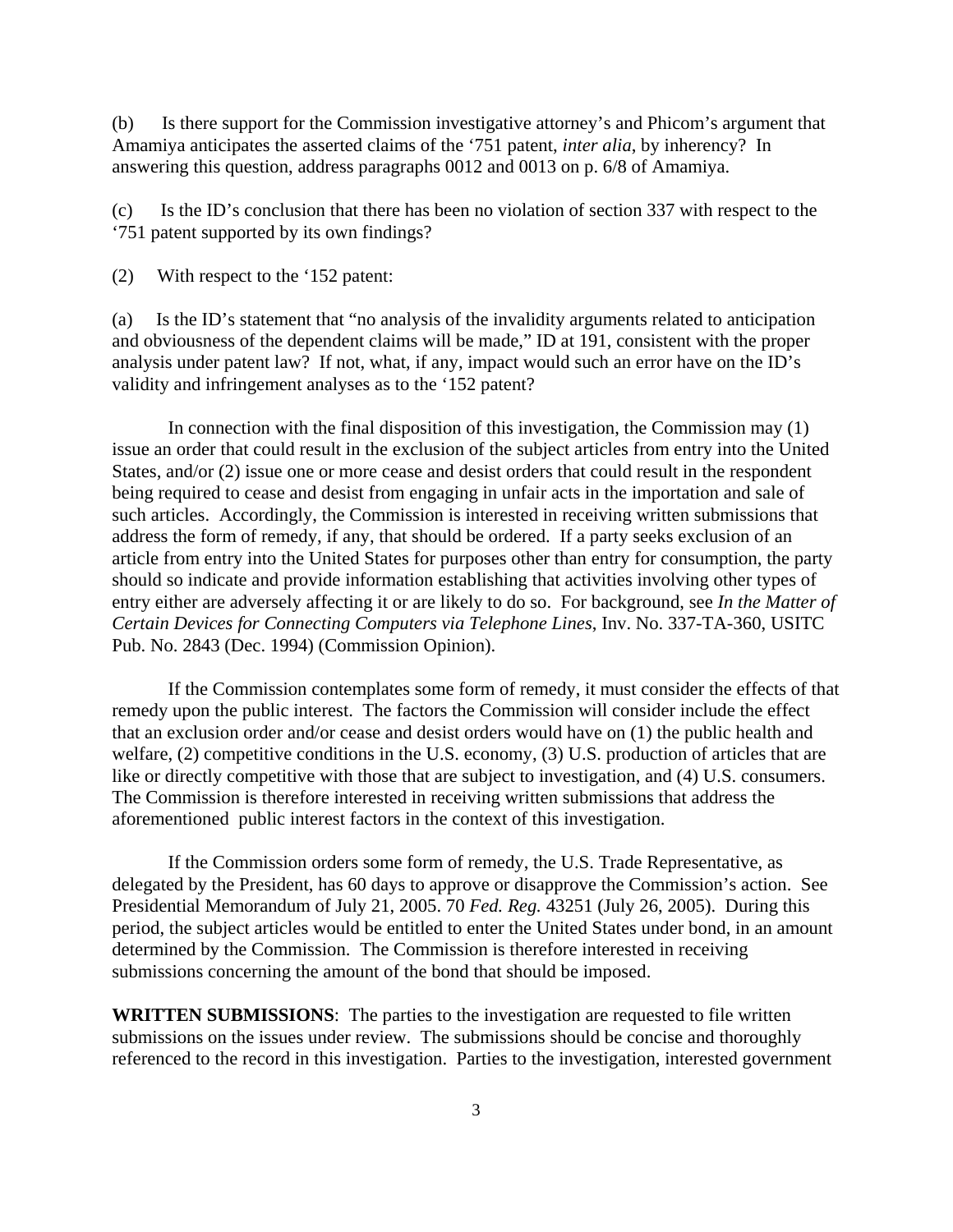(b) Is there support for the Commission investigative attorney's and Phicom's argument that Amamiya anticipates the asserted claims of the '751 patent, *inter alia*, by inherency? In answering this question, address paragraphs 0012 and 0013 on p. 6/8 of Amamiya.

(c) Is the ID's conclusion that there has been no violation of section 337 with respect to the '751 patent supported by its own findings?

(2) With respect to the '152 patent:

(a) Is the ID's statement that "no analysis of the invalidity arguments related to anticipation and obviousness of the dependent claims will be made," ID at 191, consistent with the proper analysis under patent law? If not, what, if any, impact would such an error have on the ID's validity and infringement analyses as to the '152 patent?

In connection with the final disposition of this investigation, the Commission may (1) issue an order that could result in the exclusion of the subject articles from entry into the United States, and/or (2) issue one or more cease and desist orders that could result in the respondent being required to cease and desist from engaging in unfair acts in the importation and sale of such articles. Accordingly, the Commission is interested in receiving written submissions that address the form of remedy, if any, that should be ordered. If a party seeks exclusion of an article from entry into the United States for purposes other than entry for consumption, the party should so indicate and provide information establishing that activities involving other types of entry either are adversely affecting it or are likely to do so. For background, see *In the Matter of Certain Devices for Connecting Computers via Telephone Lines*, Inv. No. 337-TA-360, USITC Pub. No. 2843 (Dec. 1994) (Commission Opinion).

If the Commission contemplates some form of remedy, it must consider the effects of that remedy upon the public interest. The factors the Commission will consider include the effect that an exclusion order and/or cease and desist orders would have on (1) the public health and welfare, (2) competitive conditions in the U.S. economy, (3) U.S. production of articles that are like or directly competitive with those that are subject to investigation, and (4) U.S. consumers. The Commission is therefore interested in receiving written submissions that address the aforementioned public interest factors in the context of this investigation.

If the Commission orders some form of remedy, the U.S. Trade Representative, as delegated by the President, has 60 days to approve or disapprove the Commission's action. See Presidential Memorandum of July 21, 2005. 70 *Fed. Reg.* 43251 (July 26, 2005). During this period, the subject articles would be entitled to enter the United States under bond, in an amount determined by the Commission. The Commission is therefore interested in receiving submissions concerning the amount of the bond that should be imposed.

**WRITTEN SUBMISSIONS**: The parties to the investigation are requested to file written submissions on the issues under review. The submissions should be concise and thoroughly referenced to the record in this investigation. Parties to the investigation, interested government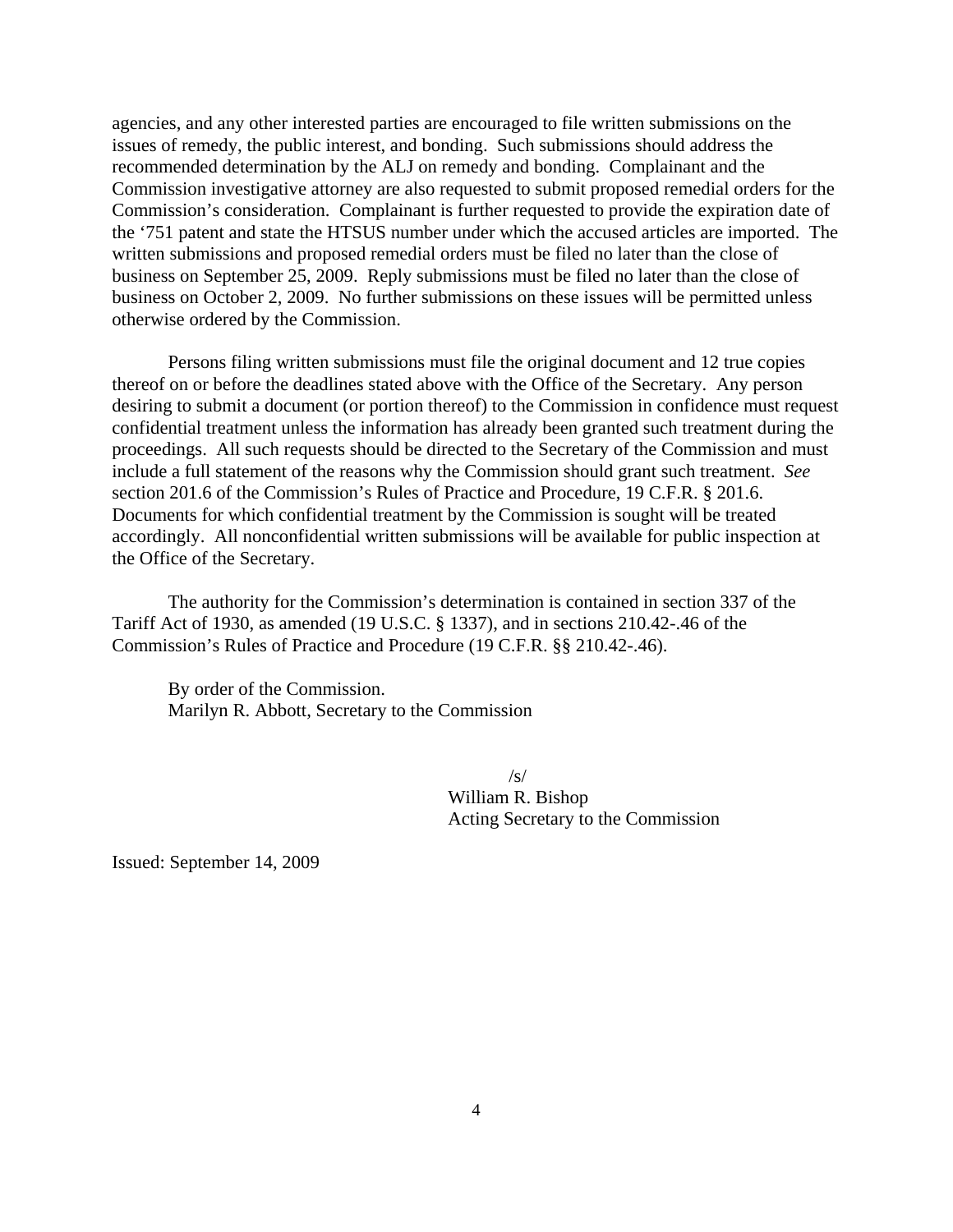agencies, and any other interested parties are encouraged to file written submissions on the issues of remedy, the public interest, and bonding. Such submissions should address the recommended determination by the ALJ on remedy and bonding. Complainant and the Commission investigative attorney are also requested to submit proposed remedial orders for the Commission's consideration. Complainant is further requested to provide the expiration date of the '751 patent and state the HTSUS number under which the accused articles are imported. The written submissions and proposed remedial orders must be filed no later than the close of business on September 25, 2009. Reply submissions must be filed no later than the close of business on October 2, 2009. No further submissions on these issues will be permitted unless otherwise ordered by the Commission.

Persons filing written submissions must file the original document and 12 true copies thereof on or before the deadlines stated above with the Office of the Secretary. Any person desiring to submit a document (or portion thereof) to the Commission in confidence must request confidential treatment unless the information has already been granted such treatment during the proceedings. All such requests should be directed to the Secretary of the Commission and must include a full statement of the reasons why the Commission should grant such treatment. *See* section 201.6 of the Commission's Rules of Practice and Procedure, 19 C.F.R. § 201.6. Documents for which confidential treatment by the Commission is sought will be treated accordingly. All nonconfidential written submissions will be available for public inspection at the Office of the Secretary.

The authority for the Commission's determination is contained in section 337 of the Tariff Act of 1930, as amended (19 U.S.C. § 1337), and in sections 210.42-.46 of the Commission's Rules of Practice and Procedure (19 C.F.R. §§ 210.42-.46).

By order of the Commission.
Marilyn R. Abbott, Secretary to the Commission

/s/
William R. Bishop
Acting Secretary to the Commission

Issued: September 14, 2009